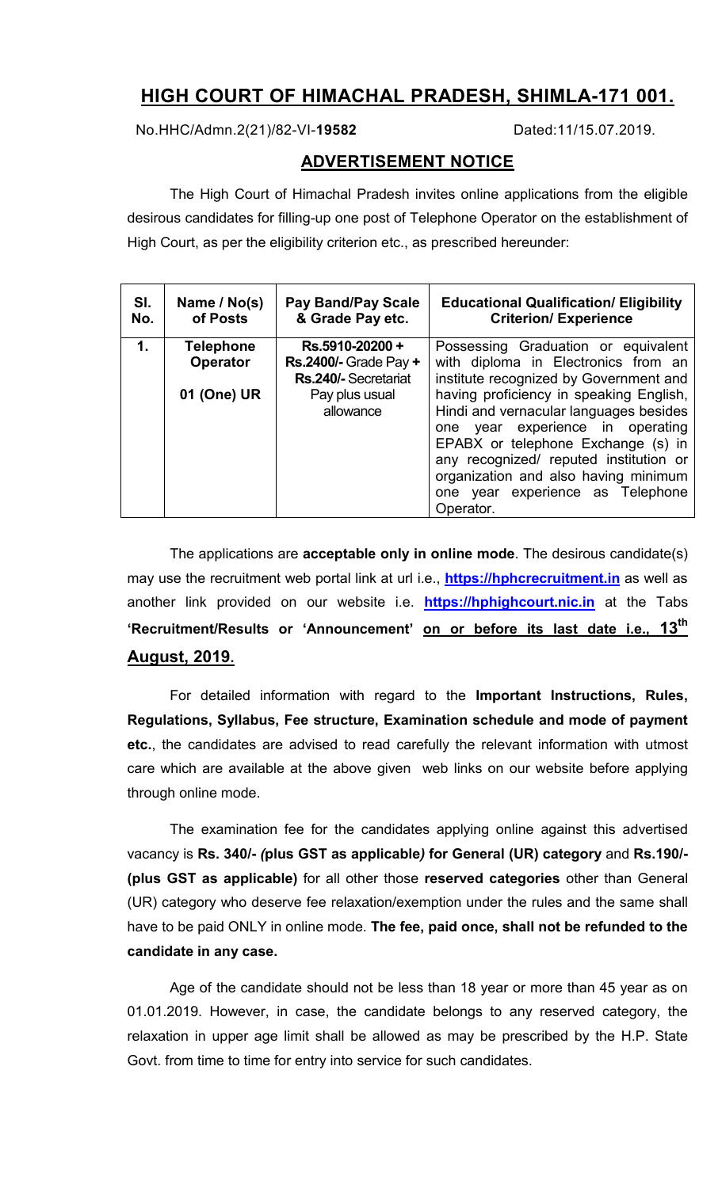# HIGH COURT OF HIMACHAL PRADESH, SHIMLA-171 001.

No.HHC/Admn.2(21)/82-VI-**19582** Dated:11/15.07.2019.

## ADVERTISEMENT NOTICE

The High Court of Himachal Pradesh invites online applications from the eligible desirous candidates for filling-up one post of Telephone Operator on the establishment of High Court, as per the eligibility criterion etc., as prescribed hereunder:

| Sl. No. | Name / No(s) of Posts | Pay Band/Pay Scale & Grade Pay etc. | Educational Qualification/ Eligibility Criterion/ Experience |
|---|---|---|---|
| 1. | **Telephone Operator** **01 (One) UR** | **Rs.5910-20200 + Rs.2400/-** Grade Pay **+ Rs.240/-** Secretariat Pay plus usual allowance | Possessing Graduation or equivalent with diploma in Electronics from an institute recognized by Government and having proficiency in speaking English, Hindi and vernacular languages besides one year experience in operating EPABX or telephone Exchange (s) in any recognized/ reputed institution or organization and also having minimum one year experience as Telephone Operator. |

The applications are **acceptable only in online mode**. The desirous candidate(s) may use the recruitment web portal link at url i.e., **https://hphcrecruitment.in** as well as another link provided on our website i.e. **https://hphighcourt.nic.in** at the Tabs **'Recruitment/Results or 'Announcement' on or before its last date i.e., 13th August, 2019.**

For detailed information with regard to the **Important Instructions, Rules, Regulations, Syllabus, Fee structure, Examination schedule and mode of payment etc.**, the candidates are advised to read carefully the relevant information with utmost care which are available at the above given web links on our website before applying through online mode.

The examination fee for the candidates applying online against this advertised vacancy is **Rs. 340/- *(*plus GST as applicable*)* for General (UR) category** and **Rs.190/- (plus GST as applicable)** for all other those **reserved categories** other than General (UR) category who deserve fee relaxation/exemption under the rules and the same shall have to be paid ONLY in online mode. **The fee, paid once, shall not be refunded to the candidate in any case.**

Age of the candidate should not be less than 18 year or more than 45 year as on 01.01.2019. However, in case, the candidate belongs to any reserved category, the relaxation in upper age limit shall be allowed as may be prescribed by the H.P. State Govt. from time to time for entry into service for such candidates.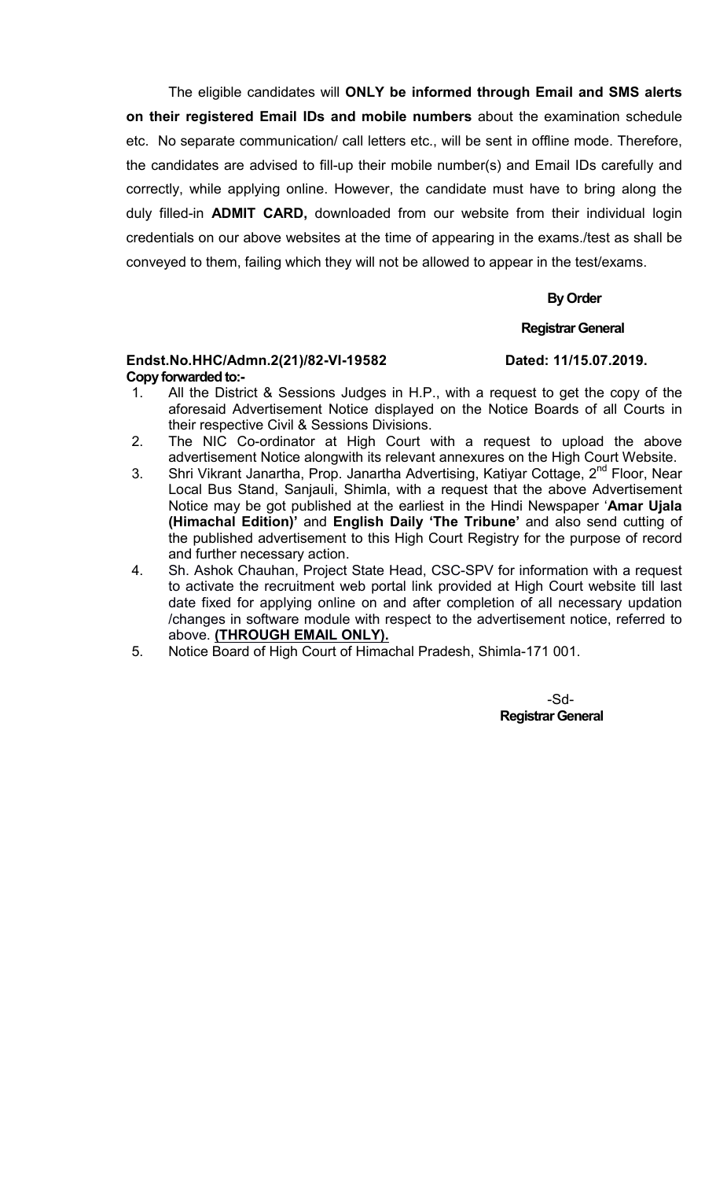The eligible candidates will **ONLY be informed through Email and SMS alerts on their registered Email IDs and mobile numbers** about the examination schedule etc. No separate communication/ call letters etc., will be sent in offline mode. Therefore, the candidates are advised to fill-up their mobile number(s) and Email IDs carefully and correctly, while applying online. However, the candidate must have to bring along the duly filled-in **ADMIT CARD,** downloaded from our website from their individual login credentials on our above websites at the time of appearing in the exams./test as shall be conveyed to them, failing which they will not be allowed to appear in the test/exams.

**By Order**

**Registrar General**

**Endst.No.HHC/Admn.2(21)/82-VI-19582** **Dated: 11/15.07.2019.**

**Copy forwarded to:-**

1. All the District & Sessions Judges in H.P., with a request to get the copy of the aforesaid Advertisement Notice displayed on the Notice Boards of all Courts in their respective Civil & Sessions Divisions.
2. The NIC Co-ordinator at High Court with a request to upload the above advertisement Notice alongwith its relevant annexures on the High Court Website.
3. Shri Vikrant Janartha, Prop. Janartha Advertising, Katiyar Cottage, 2nd Floor, Near Local Bus Stand, Sanjauli, Shimla, with a request that the above Advertisement Notice may be got published at the earliest in the Hindi Newspaper '**Amar Ujala (Himachal Edition)'** and **English Daily 'The Tribune'** and also send cutting of the published advertisement to this High Court Registry for the purpose of record and further necessary action.
4. Sh. Ashok Chauhan, Project State Head, CSC-SPV for information with a request to activate the recruitment web portal link provided at High Court website till last date fixed for applying online on and after completion of all necessary updation /changes in software module with respect to the advertisement notice, referred to above. **(THROUGH EMAIL ONLY).**
5. Notice Board of High Court of Himachal Pradesh, Shimla-171 001.

-Sd-

**Registrar General**